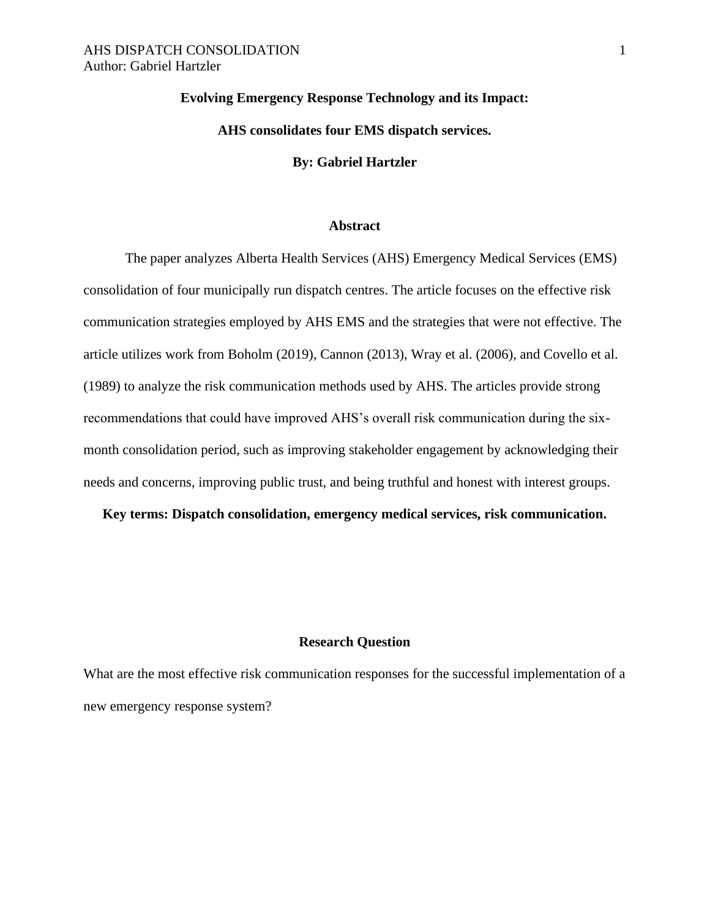# Evolving Emergency Response Technology and its Impact:

## AHS consolidates four EMS dispatch services.

**By: Gabriel Hartzler**

### Abstract

The paper analyzes Alberta Health Services (AHS) Emergency Medical Services (EMS) consolidation of four municipally run dispatch centres. The article focuses on the effective risk communication strategies employed by AHS EMS and the strategies that were not effective. The article utilizes work from Boholm (2019), Cannon (2013), Wray et al. (2006), and Covello et al. (1989) to analyze the risk communication methods used by AHS. The articles provide strong recommendations that could have improved AHS's overall risk communication during the six-month consolidation period, such as improving stakeholder engagement by acknowledging their needs and concerns, improving public trust, and being truthful and honest with interest groups.

**Key terms: Dispatch consolidation, emergency medical services, risk communication.**

### Research Question

What are the most effective risk communication responses for the successful implementation of a new emergency response system?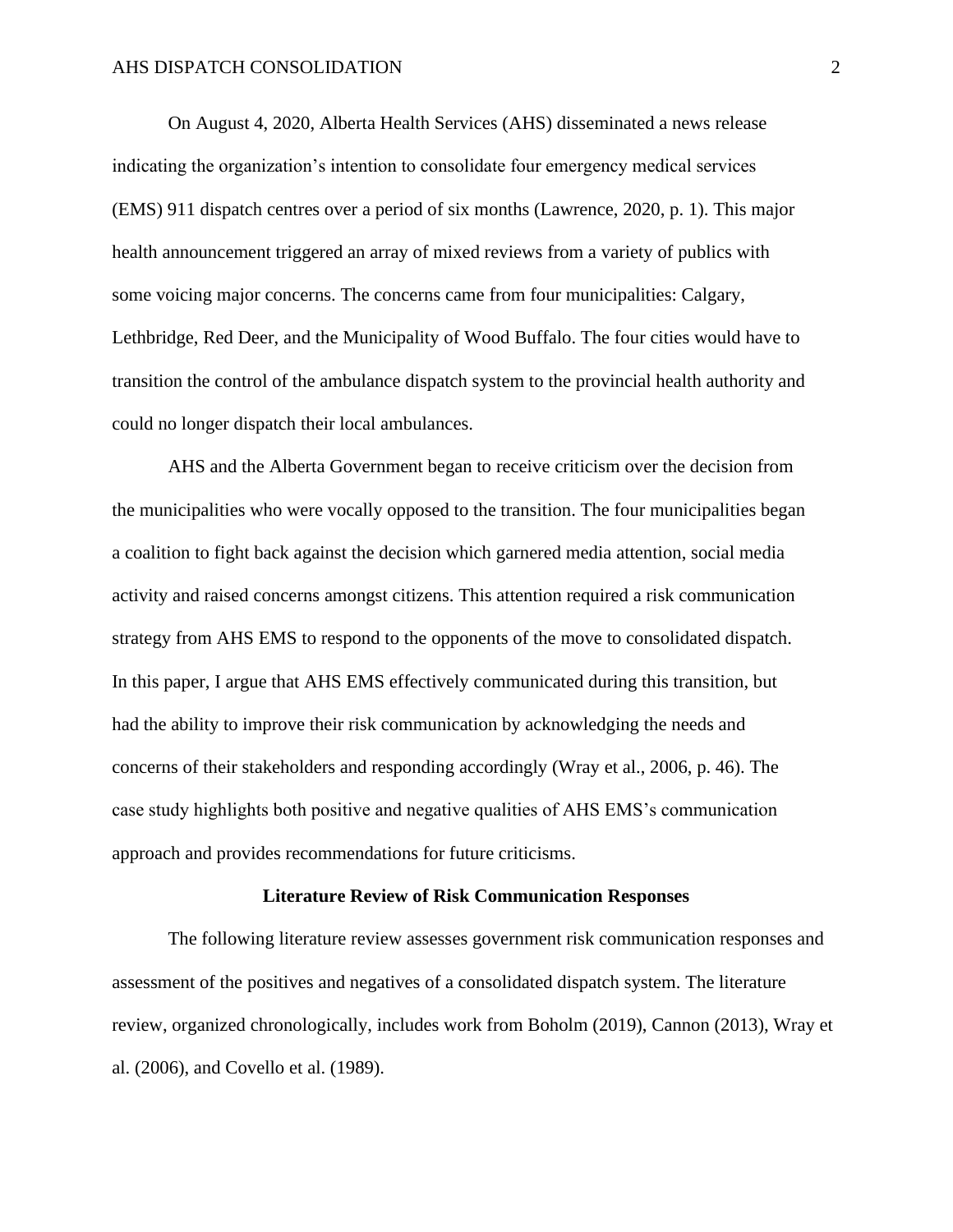On August 4, 2020, Alberta Health Services (AHS) disseminated a news release indicating the organization's intention to consolidate four emergency medical services (EMS) 911 dispatch centres over a period of six months (Lawrence, 2020, p. 1). This major health announcement triggered an array of mixed reviews from a variety of publics with some voicing major concerns. The concerns came from four municipalities: Calgary, Lethbridge, Red Deer, and the Municipality of Wood Buffalo. The four cities would have to transition the control of the ambulance dispatch system to the provincial health authority and could no longer dispatch their local ambulances.

AHS and the Alberta Government began to receive criticism over the decision from the municipalities who were vocally opposed to the transition. The four municipalities began a coalition to fight back against the decision which garnered media attention, social media activity and raised concerns amongst citizens. This attention required a risk communication strategy from AHS EMS to respond to the opponents of the move to consolidated dispatch. In this paper, I argue that AHS EMS effectively communicated during this transition, but had the ability to improve their risk communication by acknowledging the needs and concerns of their stakeholders and responding accordingly (Wray et al., 2006, p. 46). The case study highlights both positive and negative qualities of AHS EMS's communication approach and provides recommendations for future criticisms.

## Literature Review of Risk Communication Responses

The following literature review assesses government risk communication responses and assessment of the positives and negatives of a consolidated dispatch system. The literature review, organized chronologically, includes work from Boholm (2019), Cannon (2013), Wray et al. (2006), and Covello et al. (1989).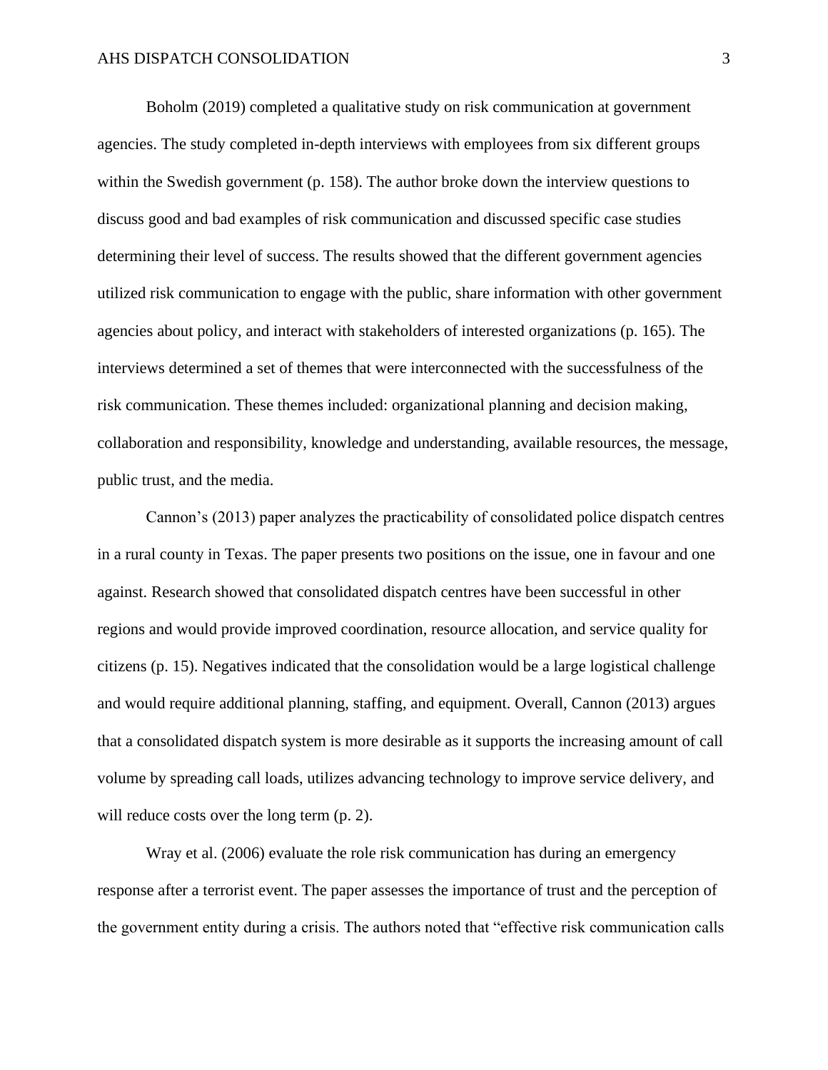Boholm (2019) completed a qualitative study on risk communication at government agencies. The study completed in-depth interviews with employees from six different groups within the Swedish government (p. 158). The author broke down the interview questions to discuss good and bad examples of risk communication and discussed specific case studies determining their level of success. The results showed that the different government agencies utilized risk communication to engage with the public, share information with other government agencies about policy, and interact with stakeholders of interested organizations (p. 165). The interviews determined a set of themes that were interconnected with the successfulness of the risk communication. These themes included: organizational planning and decision making, collaboration and responsibility, knowledge and understanding, available resources, the message, public trust, and the media.

Cannon's (2013) paper analyzes the practicability of consolidated police dispatch centres in a rural county in Texas. The paper presents two positions on the issue, one in favour and one against. Research showed that consolidated dispatch centres have been successful in other regions and would provide improved coordination, resource allocation, and service quality for citizens (p. 15). Negatives indicated that the consolidation would be a large logistical challenge and would require additional planning, staffing, and equipment. Overall, Cannon (2013) argues that a consolidated dispatch system is more desirable as it supports the increasing amount of call volume by spreading call loads, utilizes advancing technology to improve service delivery, and will reduce costs over the long term (p. 2).

Wray et al. (2006) evaluate the role risk communication has during an emergency response after a terrorist event. The paper assesses the importance of trust and the perception of the government entity during a crisis. The authors noted that "effective risk communication calls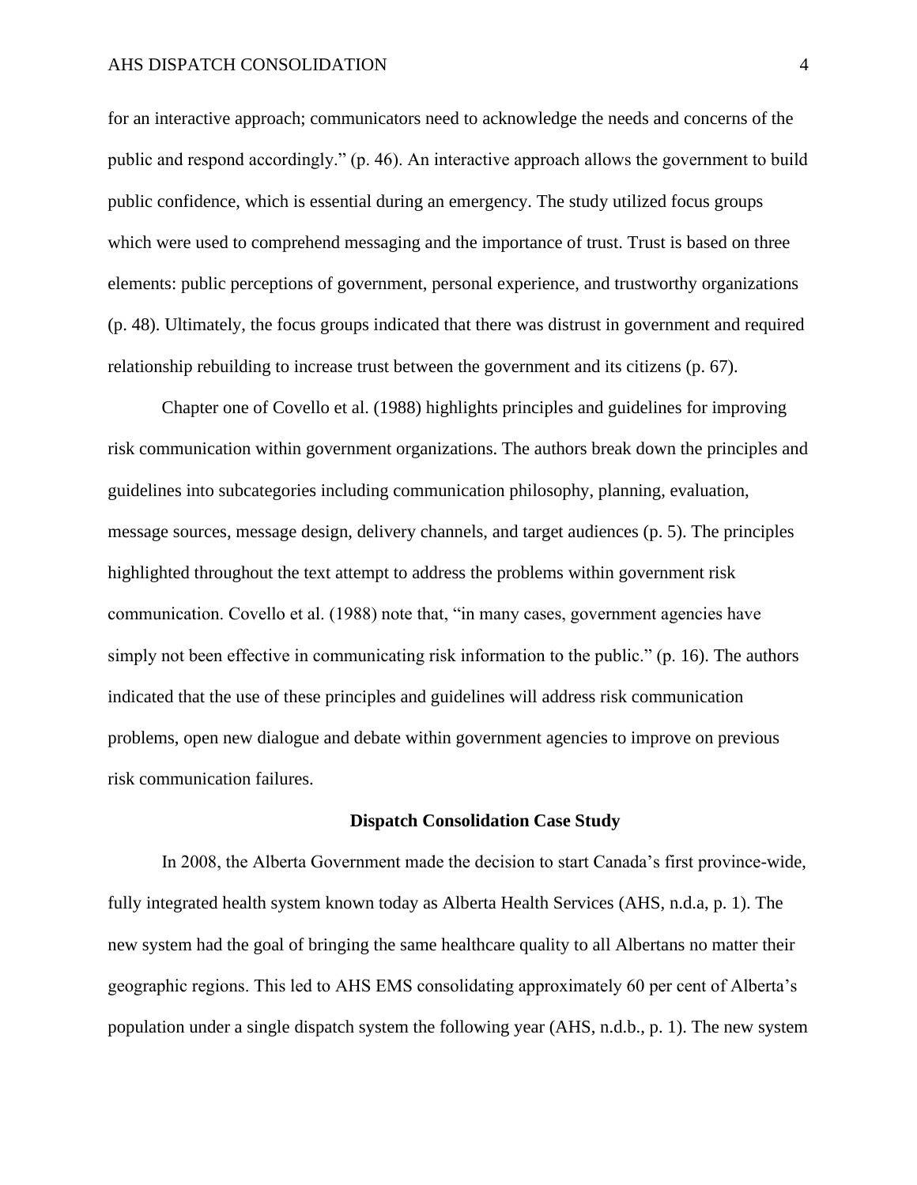for an interactive approach; communicators need to acknowledge the needs and concerns of the public and respond accordingly." (p. 46). An interactive approach allows the government to build public confidence, which is essential during an emergency. The study utilized focus groups which were used to comprehend messaging and the importance of trust. Trust is based on three elements: public perceptions of government, personal experience, and trustworthy organizations (p. 48). Ultimately, the focus groups indicated that there was distrust in government and required relationship rebuilding to increase trust between the government and its citizens (p. 67).

Chapter one of Covello et al. (1988) highlights principles and guidelines for improving risk communication within government organizations. The authors break down the principles and guidelines into subcategories including communication philosophy, planning, evaluation, message sources, message design, delivery channels, and target audiences (p. 5). The principles highlighted throughout the text attempt to address the problems within government risk communication. Covello et al. (1988) note that, "in many cases, government agencies have simply not been effective in communicating risk information to the public." (p. 16). The authors indicated that the use of these principles and guidelines will address risk communication problems, open new dialogue and debate within government agencies to improve on previous risk communication failures.

## Dispatch Consolidation Case Study

In 2008, the Alberta Government made the decision to start Canada's first province-wide, fully integrated health system known today as Alberta Health Services (AHS, n.d.a, p. 1). The new system had the goal of bringing the same healthcare quality to all Albertans no matter their geographic regions. This led to AHS EMS consolidating approximately 60 per cent of Alberta's population under a single dispatch system the following year (AHS, n.d.b., p. 1). The new system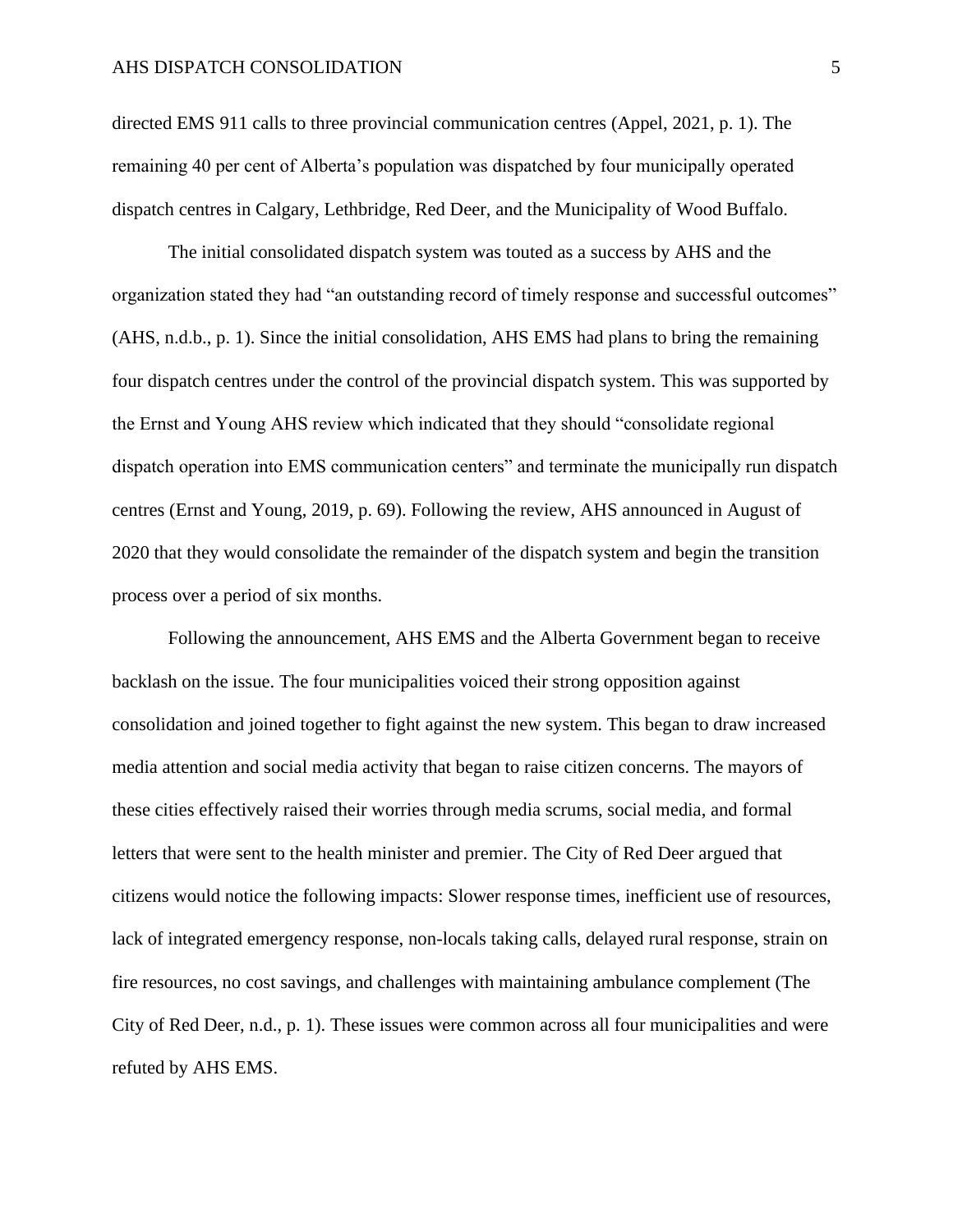directed EMS 911 calls to three provincial communication centres (Appel, 2021, p. 1). The remaining 40 per cent of Alberta's population was dispatched by four municipally operated dispatch centres in Calgary, Lethbridge, Red Deer, and the Municipality of Wood Buffalo.

The initial consolidated dispatch system was touted as a success by AHS and the organization stated they had "an outstanding record of timely response and successful outcomes" (AHS, n.d.b., p. 1). Since the initial consolidation, AHS EMS had plans to bring the remaining four dispatch centres under the control of the provincial dispatch system. This was supported by the Ernst and Young AHS review which indicated that they should "consolidate regional dispatch operation into EMS communication centers" and terminate the municipally run dispatch centres (Ernst and Young, 2019, p. 69). Following the review, AHS announced in August of 2020 that they would consolidate the remainder of the dispatch system and begin the transition process over a period of six months.

Following the announcement, AHS EMS and the Alberta Government began to receive backlash on the issue. The four municipalities voiced their strong opposition against consolidation and joined together to fight against the new system. This began to draw increased media attention and social media activity that began to raise citizen concerns. The mayors of these cities effectively raised their worries through media scrums, social media, and formal letters that were sent to the health minister and premier. The City of Red Deer argued that citizens would notice the following impacts: Slower response times, inefficient use of resources, lack of integrated emergency response, non-locals taking calls, delayed rural response, strain on fire resources, no cost savings, and challenges with maintaining ambulance complement (The City of Red Deer, n.d., p. 1). These issues were common across all four municipalities and were refuted by AHS EMS.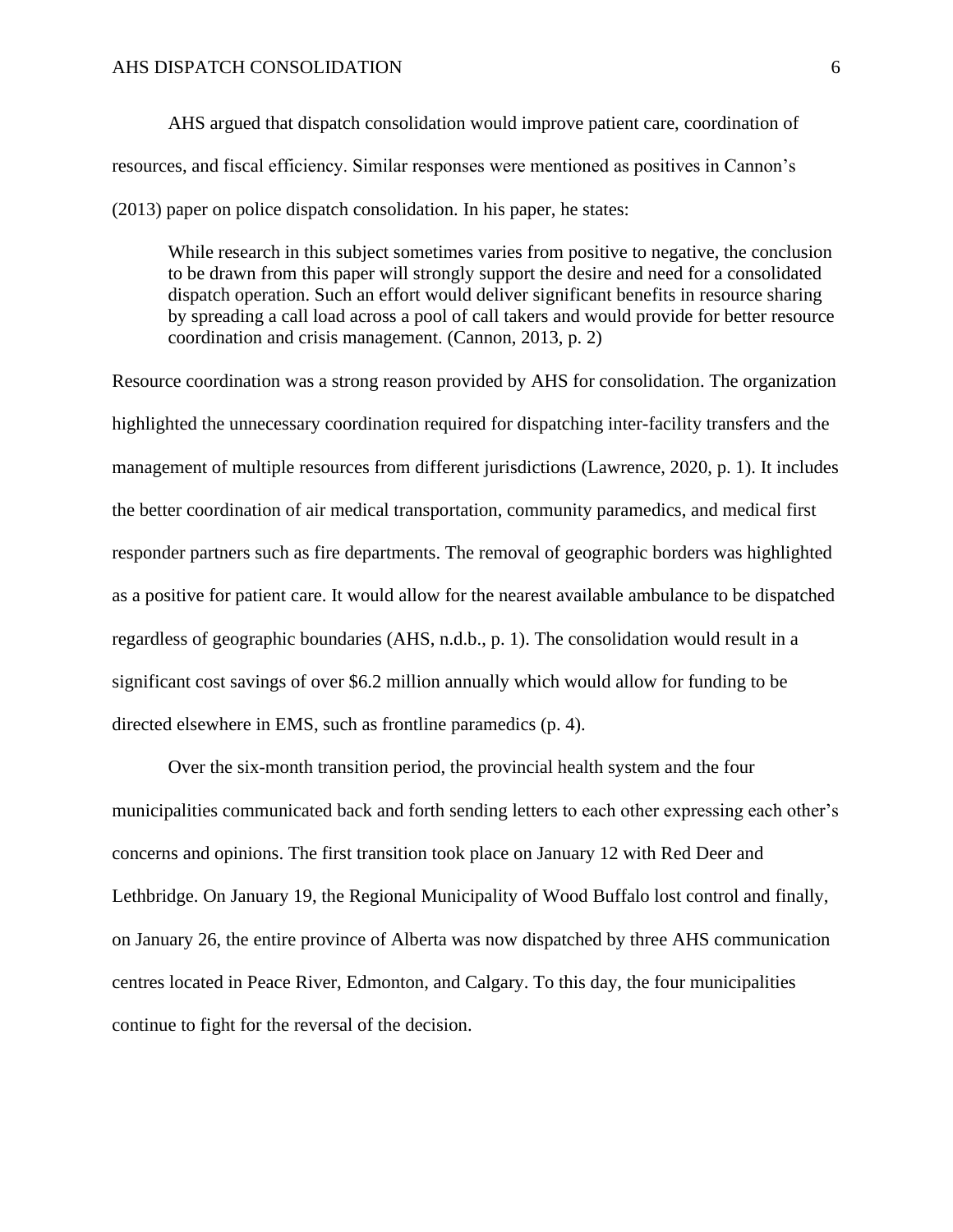AHS argued that dispatch consolidation would improve patient care, coordination of resources, and fiscal efficiency. Similar responses were mentioned as positives in Cannon's (2013) paper on police dispatch consolidation. In his paper, he states:

> While research in this subject sometimes varies from positive to negative, the conclusion to be drawn from this paper will strongly support the desire and need for a consolidated dispatch operation. Such an effort would deliver significant benefits in resource sharing by spreading a call load across a pool of call takers and would provide for better resource coordination and crisis management. (Cannon, 2013, p. 2)

Resource coordination was a strong reason provided by AHS for consolidation. The organization highlighted the unnecessary coordination required for dispatching inter-facility transfers and the management of multiple resources from different jurisdictions (Lawrence, 2020, p. 1). It includes the better coordination of air medical transportation, community paramedics, and medical first responder partners such as fire departments. The removal of geographic borders was highlighted as a positive for patient care. It would allow for the nearest available ambulance to be dispatched regardless of geographic boundaries (AHS, n.d.b., p. 1). The consolidation would result in a significant cost savings of over $6.2 million annually which would allow for funding to be directed elsewhere in EMS, such as frontline paramedics (p. 4).

Over the six-month transition period, the provincial health system and the four municipalities communicated back and forth sending letters to each other expressing each other's concerns and opinions. The first transition took place on January 12 with Red Deer and Lethbridge. On January 19, the Regional Municipality of Wood Buffalo lost control and finally, on January 26, the entire province of Alberta was now dispatched by three AHS communication centres located in Peace River, Edmonton, and Calgary. To this day, the four municipalities continue to fight for the reversal of the decision.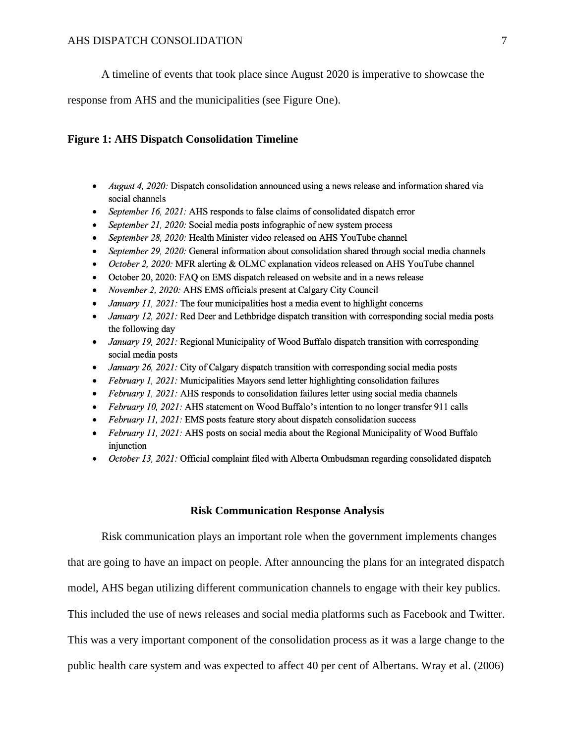A timeline of events that took place since August 2020 is imperative to showcase the response from AHS and the municipalities (see Figure One).

**Figure 1: AHS Dispatch Consolidation Timeline**

- *August 4, 2020:* Dispatch consolidation announced using a news release and information shared via social channels
- *September 16, 2021:* AHS responds to false claims of consolidated dispatch error
- *September 21, 2020:* Social media posts infographic of new system process
- *September 28, 2020:* Health Minister video released on AHS YouTube channel
- *September 29, 2020:* General information about consolidation shared through social media channels
- *October 2, 2020:* MFR alerting & OLMC explanation videos released on AHS YouTube channel
- October 20, 2020: FAQ on EMS dispatch released on website and in a news release
- *November 2, 2020:* AHS EMS officials present at Calgary City Council
- *January 11, 2021:* The four municipalities host a media event to highlight concerns
- *January 12, 2021:* Red Deer and Lethbridge dispatch transition with corresponding social media posts the following day
- *January 19, 2021:* Regional Municipality of Wood Buffalo dispatch transition with corresponding social media posts
- *January 26, 2021:* City of Calgary dispatch transition with corresponding social media posts
- *February 1, 2021:* Municipalities Mayors send letter highlighting consolidation failures
- *February 1, 2021:* AHS responds to consolidation failures letter using social media channels
- *February 10, 2021:* AHS statement on Wood Buffalo's intention to no longer transfer 911 calls
- *February 11, 2021:* EMS posts feature story about dispatch consolidation success
- *February 11, 2021:* AHS posts on social media about the Regional Municipality of Wood Buffalo injunction
- *October 13, 2021:* Official complaint filed with Alberta Ombudsman regarding consolidated dispatch

## Risk Communication Response Analysis

Risk communication plays an important role when the government implements changes that are going to have an impact on people. After announcing the plans for an integrated dispatch model, AHS began utilizing different communication channels to engage with their key publics. This included the use of news releases and social media platforms such as Facebook and Twitter. This was a very important component of the consolidation process as it was a large change to the public health care system and was expected to affect 40 per cent of Albertans. Wray et al. (2006)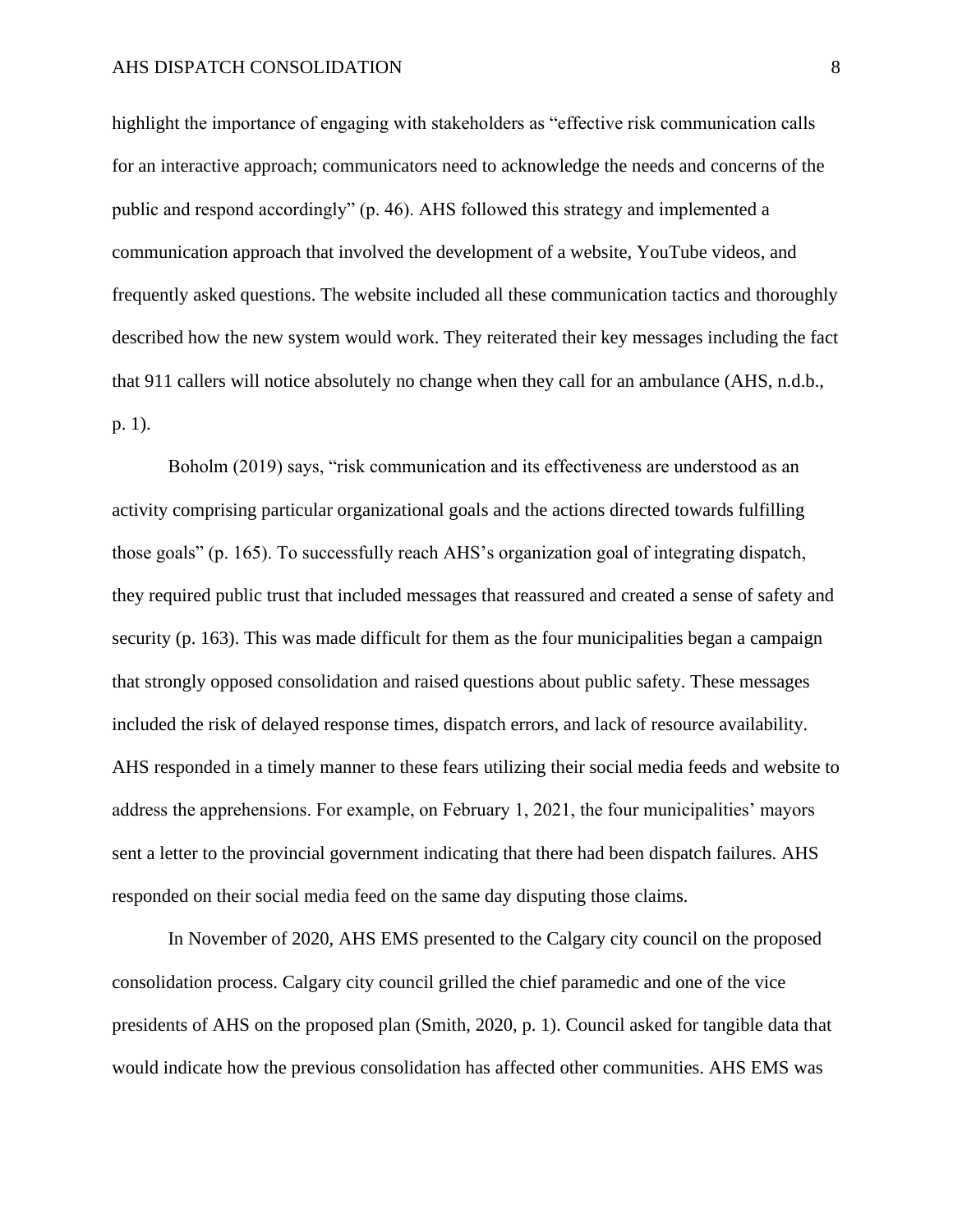highlight the importance of engaging with stakeholders as "effective risk communication calls for an interactive approach; communicators need to acknowledge the needs and concerns of the public and respond accordingly" (p. 46). AHS followed this strategy and implemented a communication approach that involved the development of a website, YouTube videos, and frequently asked questions. The website included all these communication tactics and thoroughly described how the new system would work. They reiterated their key messages including the fact that 911 callers will notice absolutely no change when they call for an ambulance (AHS, n.d.b., p. 1).

Boholm (2019) says, "risk communication and its effectiveness are understood as an activity comprising particular organizational goals and the actions directed towards fulfilling those goals" (p. 165). To successfully reach AHS's organization goal of integrating dispatch, they required public trust that included messages that reassured and created a sense of safety and security (p. 163). This was made difficult for them as the four municipalities began a campaign that strongly opposed consolidation and raised questions about public safety. These messages included the risk of delayed response times, dispatch errors, and lack of resource availability. AHS responded in a timely manner to these fears utilizing their social media feeds and website to address the apprehensions. For example, on February 1, 2021, the four municipalities' mayors sent a letter to the provincial government indicating that there had been dispatch failures. AHS responded on their social media feed on the same day disputing those claims.

In November of 2020, AHS EMS presented to the Calgary city council on the proposed consolidation process. Calgary city council grilled the chief paramedic and one of the vice presidents of AHS on the proposed plan (Smith, 2020, p. 1). Council asked for tangible data that would indicate how the previous consolidation has affected other communities. AHS EMS was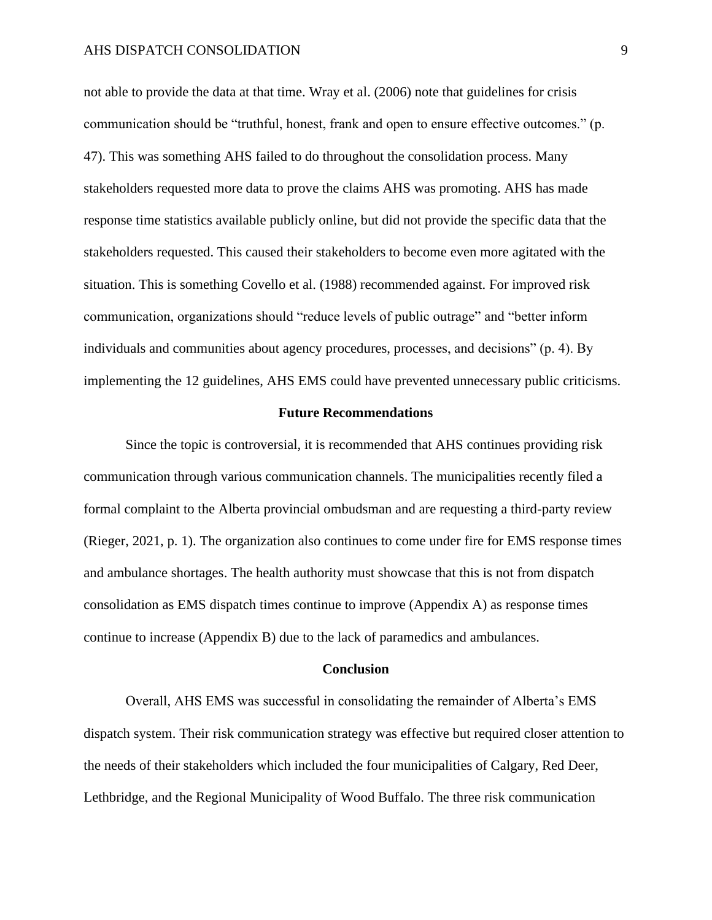not able to provide the data at that time. Wray et al. (2006) note that guidelines for crisis communication should be "truthful, honest, frank and open to ensure effective outcomes." (p. 47). This was something AHS failed to do throughout the consolidation process. Many stakeholders requested more data to prove the claims AHS was promoting. AHS has made response time statistics available publicly online, but did not provide the specific data that the stakeholders requested. This caused their stakeholders to become even more agitated with the situation. This is something Covello et al. (1988) recommended against. For improved risk communication, organizations should "reduce levels of public outrage" and "better inform individuals and communities about agency procedures, processes, and decisions" (p. 4). By implementing the 12 guidelines, AHS EMS could have prevented unnecessary public criticisms.

## Future Recommendations

Since the topic is controversial, it is recommended that AHS continues providing risk communication through various communication channels. The municipalities recently filed a formal complaint to the Alberta provincial ombudsman and are requesting a third-party review (Rieger, 2021, p. 1). The organization also continues to come under fire for EMS response times and ambulance shortages. The health authority must showcase that this is not from dispatch consolidation as EMS dispatch times continue to improve (Appendix A) as response times continue to increase (Appendix B) due to the lack of paramedics and ambulances.

## Conclusion

Overall, AHS EMS was successful in consolidating the remainder of Alberta's EMS dispatch system. Their risk communication strategy was effective but required closer attention to the needs of their stakeholders which included the four municipalities of Calgary, Red Deer, Lethbridge, and the Regional Municipality of Wood Buffalo. The three risk communication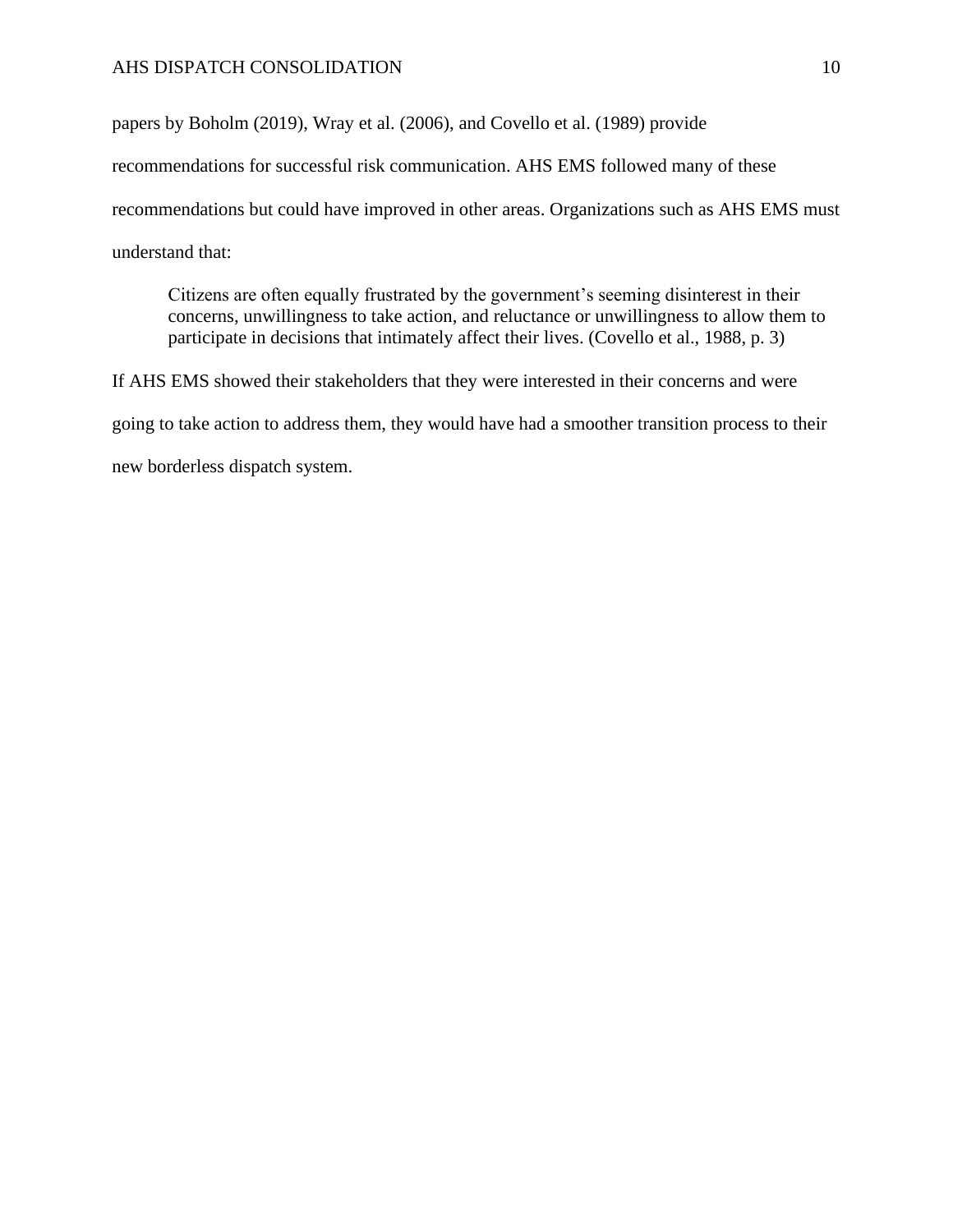papers by Boholm (2019), Wray et al. (2006), and Covello et al. (1989) provide recommendations for successful risk communication. AHS EMS followed many of these recommendations but could have improved in other areas. Organizations such as AHS EMS must understand that:

> Citizens are often equally frustrated by the government's seeming disinterest in their concerns, unwillingness to take action, and reluctance or unwillingness to allow them to participate in decisions that intimately affect their lives. (Covello et al., 1988, p. 3)

If AHS EMS showed their stakeholders that they were interested in their concerns and were going to take action to address them, they would have had a smoother transition process to their new borderless dispatch system.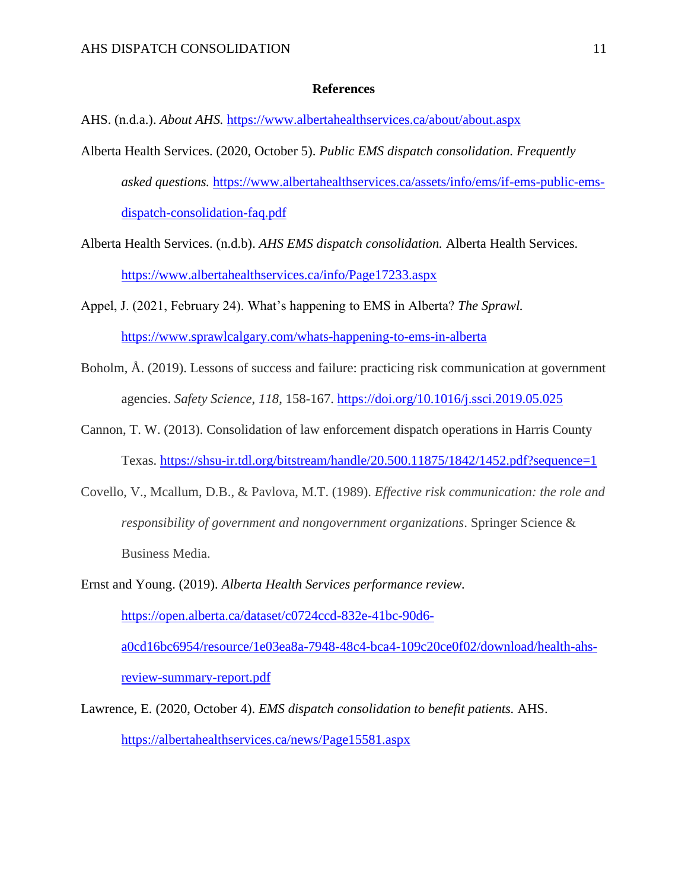**References**

AHS. (n.d.a.). *About AHS.* https://www.albertahealthservices.ca/about/about.aspx

Alberta Health Services. (2020, October 5). *Public EMS dispatch consolidation. Frequently asked questions.* https://www.albertahealthservices.ca/assets/info/ems/if-ems-public-ems-dispatch-consolidation-faq.pdf

Alberta Health Services. (n.d.b). *AHS EMS dispatch consolidation.* Alberta Health Services. https://www.albertahealthservices.ca/info/Page17233.aspx

Appel, J. (2021, February 24). What's happening to EMS in Alberta? *The Sprawl.* https://www.sprawlcalgary.com/whats-happening-to-ems-in-alberta

Boholm, Å. (2019). Lessons of success and failure: practicing risk communication at government agencies. *Safety Science*, *118*, 158-167. https://doi.org/10.1016/j.ssci.2019.05.025

Cannon, T. W. (2013). Consolidation of law enforcement dispatch operations in Harris County Texas. https://shsu-ir.tdl.org/bitstream/handle/20.500.11875/1842/1452.pdf?sequence=1

Covello, V., Mcallum, D.B., & Pavlova, M.T. (1989). *Effective risk communication: the role and responsibility of government and nongovernment organizations*. Springer Science & Business Media.

Ernst and Young. (2019). *Alberta Health Services performance review*. https://open.alberta.ca/dataset/c0724ccd-832e-41bc-90d6-a0cd16bc6954/resource/1e03ea8a-7948-48c4-bca4-109c20ce0f02/download/health-ahs-review-summary-report.pdf

Lawrence, E. (2020, October 4). *EMS dispatch consolidation to benefit patients.* AHS. https://albertahealthservices.ca/news/Page15581.aspx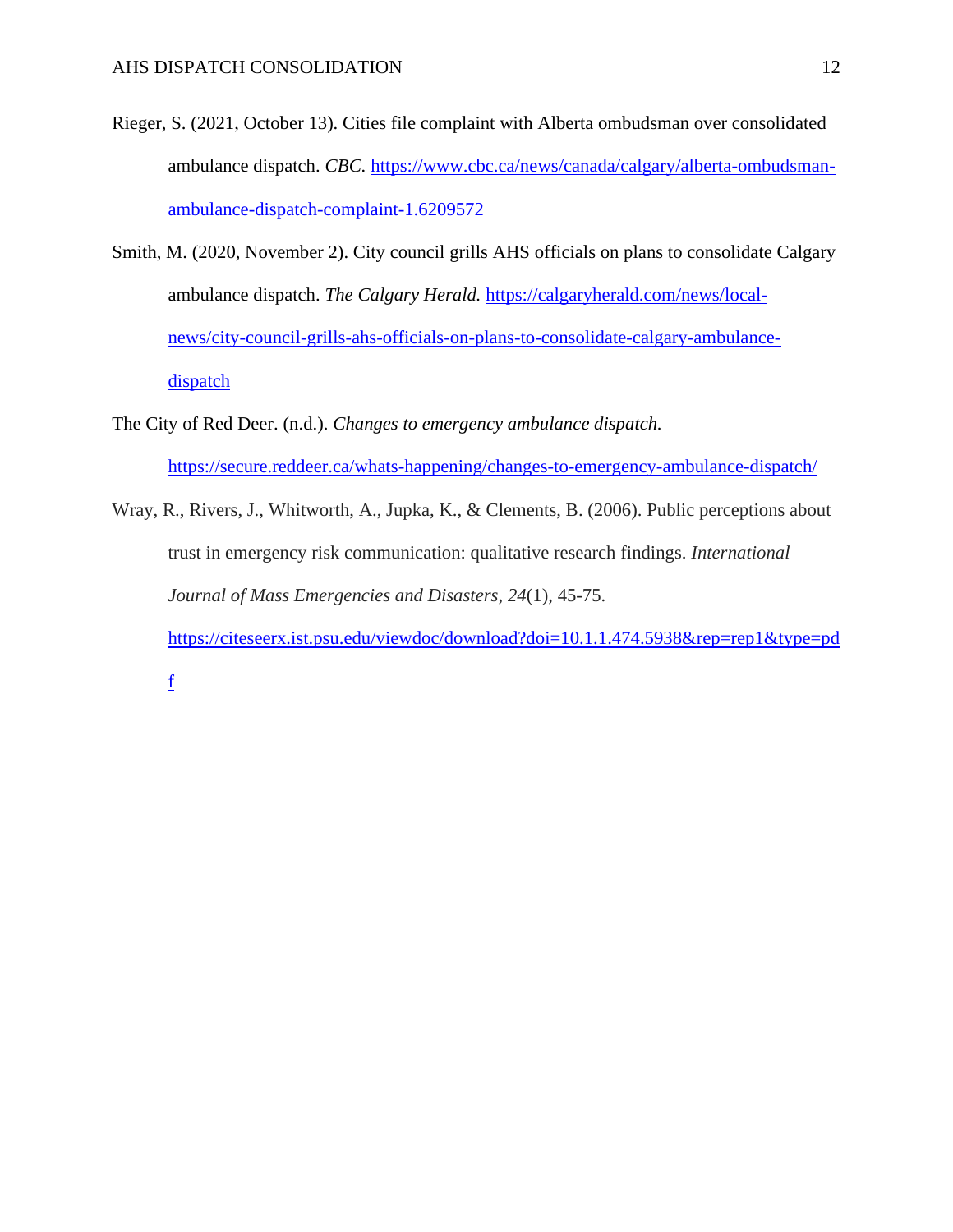Rieger, S. (2021, October 13). Cities file complaint with Alberta ombudsman over consolidated ambulance dispatch. *CBC.* https://www.cbc.ca/news/canada/calgary/alberta-ombudsman-ambulance-dispatch-complaint-1.6209572

Smith, M. (2020, November 2). City council grills AHS officials on plans to consolidate Calgary ambulance dispatch. *The Calgary Herald.* https://calgaryherald.com/news/local-news/city-council-grills-ahs-officials-on-plans-to-consolidate-calgary-ambulance-dispatch

The City of Red Deer. (n.d.). *Changes to emergency ambulance dispatch.* https://secure.reddeer.ca/whats-happening/changes-to-emergency-ambulance-dispatch/

Wray, R., Rivers, J., Whitworth, A., Jupka, K., & Clements, B. (2006). Public perceptions about trust in emergency risk communication: qualitative research findings. *International Journal of Mass Emergencies and Disasters*, *24*(1), 45-75. https://citeseerx.ist.psu.edu/viewdoc/download?doi=10.1.1.474.5938&rep=rep1&type=pdf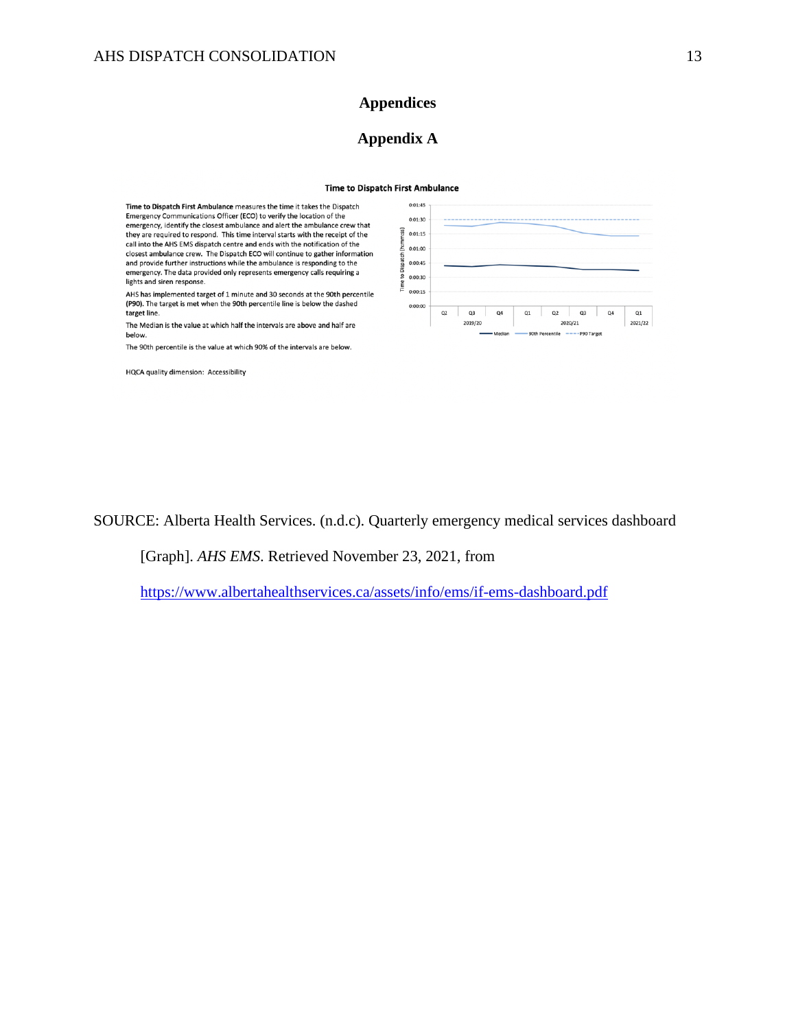# Appendices

## Appendix A

**Time to Dispatch First Ambulance**

**Time to Dispatch First Ambulance** measures the time it takes the Dispatch Emergency Communications Officer (ECO) to verify the location of the emergency, identify the closest ambulance and alert the ambulance crew that they are required to respond. This time interval starts with the receipt of the call into the AHS EMS dispatch centre and ends with the notification of the closest ambulance crew. The Dispatch ECO will continue to gather information and provide further instructions while the ambulance is responding to the emergency. The data provided only represents emergency calls requiring a lights and siren response.

AHS has implemented target of 1 minute and 30 seconds at the 90th percentile (P90). The target is met when the 90th percentile line is below the dashed target line.

The Median is the value at which half the intervals are above and half are below.

The 90th percentile is the value at which 90% of the intervals are below.

HQCA quality dimension: Accessibility

SOURCE: Alberta Health Services. (n.d.c). Quarterly emergency medical services dashboard [Graph]. *AHS EMS*. Retrieved November 23, 2021, from https://www.albertahealthservices.ca/assets/info/ems/if-ems-dashboard.pdf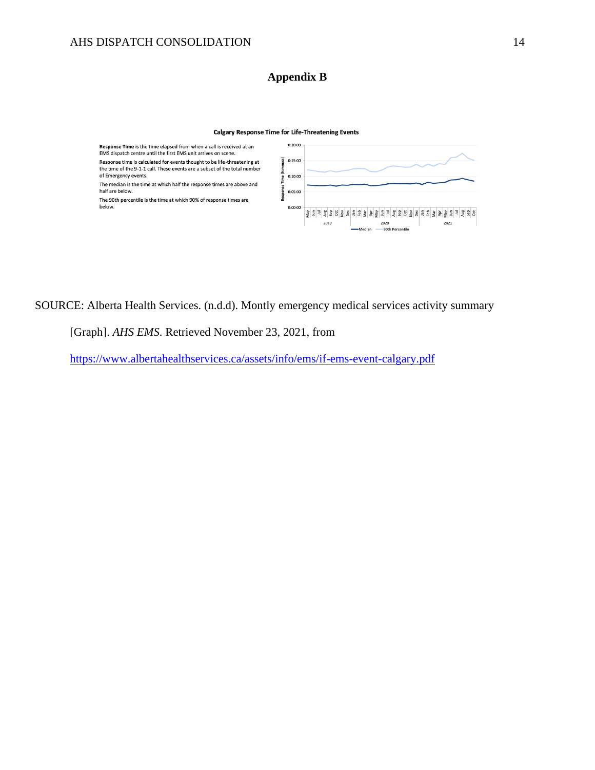# Appendix B

**Calgary Response Time for Life-Threatening Events**

**Response Time** is the time elapsed from when a call is received at an EMS dispatch centre until the first EMS unit arrives on scene.

Response time is calculated for events thought to be life-threatening at the time of the 9-1-1 call. These events are a subset of the total number of Emergency events.

The median is the time at which half the response times are above and half are below.

The 90th percentile is the time at which 90% of response times are below.

Response Time (hh:mm:ss)

0:20:00
0:15:00
0:10:00
0:05:00
0:00:00

May Jun Jul Aug Sep Oct Nov Dec Jan Feb Mar Apr May Jun Jul Aug Sep Oct Nov Dec Jan Feb Mar Apr May Jun Jul Aug Sep Oct

2019 2020 2021

Median 90th Percentile

SOURCE: Alberta Health Services. (n.d.d). Montly emergency medical services activity summary [Graph]. *AHS EMS*. Retrieved November 23, 2021, from https://www.albertahealthservices.ca/assets/info/ems/if-ems-event-calgary.pdf